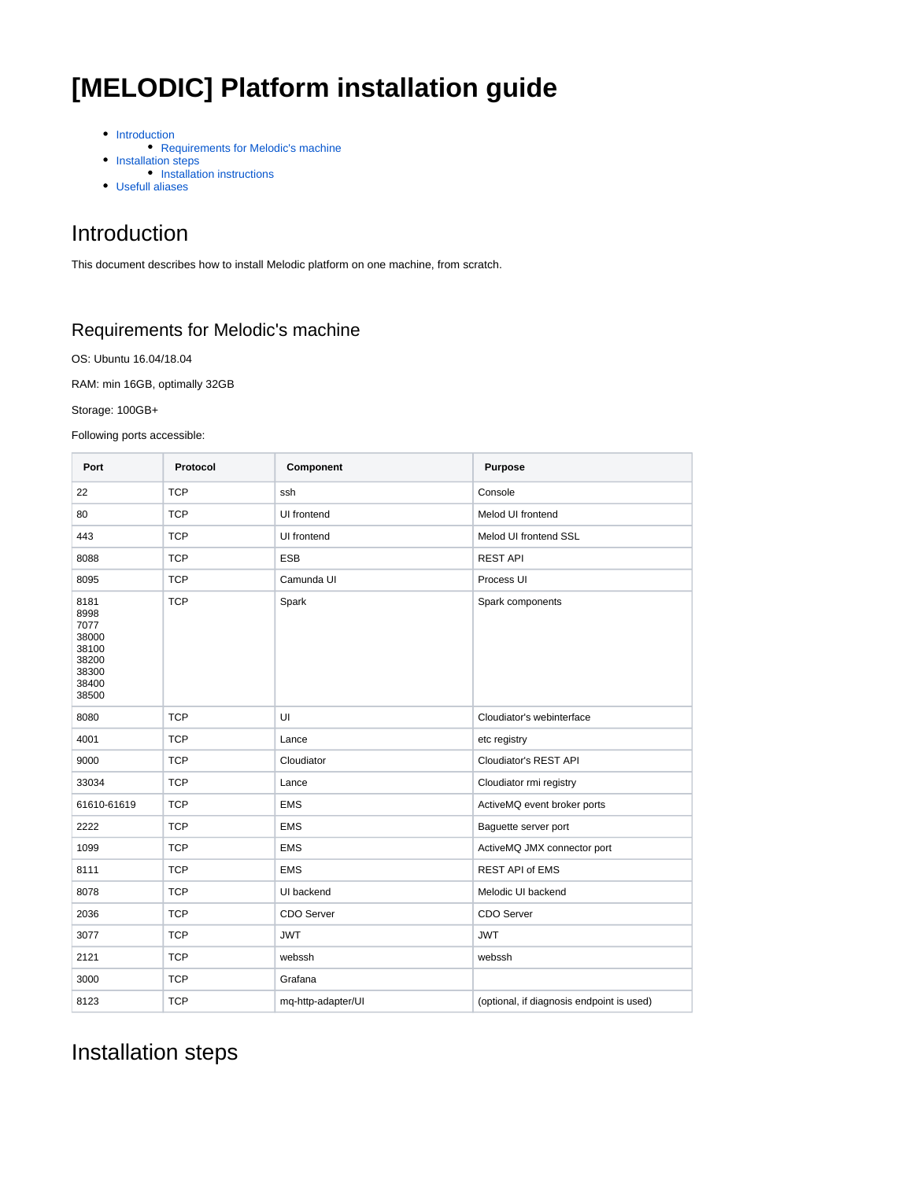# [MELODIC] Platform installation guide

- Introduction
  - Requirements for Melodic's machine
- Installation steps
  - Installation instructions
- Usefull aliases

## Introduction

This document describes how to install Melodic platform on one machine, from scratch.

### Requirements for Melodic's machine

OS: Ubuntu 16.04/18.04

RAM: min 16GB, optimally 32GB

Storage: 100GB+

Following ports accessible:

| Port | Protocol | Component | Purpose |
|---|---|---|---|
| 22 | TCP | ssh | Console |
| 80 | TCP | UI frontend | Melod UI frontend |
| 443 | TCP | UI frontend | Melod UI frontend SSL |
| 8088 | TCP | ESB | REST API |
| 8095 | TCP | Camunda UI | Process UI |
| 8181<br>8998<br>7077<br>38000<br>38100<br>38200<br>38300<br>38400<br>38500 | TCP | Spark | Spark components |
| 8080 | TCP | UI | Cloudiator's webinterface |
| 4001 | TCP | Lance | etc registry |
| 9000 | TCP | Cloudiator | Cloudiator's REST API |
| 33034 | TCP | Lance | Cloudiator rmi registry |
| 61610-61619 | TCP | EMS | ActiveMQ event broker ports |
| 2222 | TCP | EMS | Baguette server port |
| 1099 | TCP | EMS | ActiveMQ JMX connector port |
| 8111 | TCP | EMS | REST API of EMS |
| 8078 | TCP | UI backend | Melodic UI backend |
| 2036 | TCP | CDO Server | CDO Server |
| 3077 | TCP | JWT | JWT |
| 2121 | TCP | webssh | webssh |
| 3000 | TCP | Grafana | |
| 8123 | TCP | mq-http-adapter/UI | (optional, if diagnosis endpoint is used) |

## Installation steps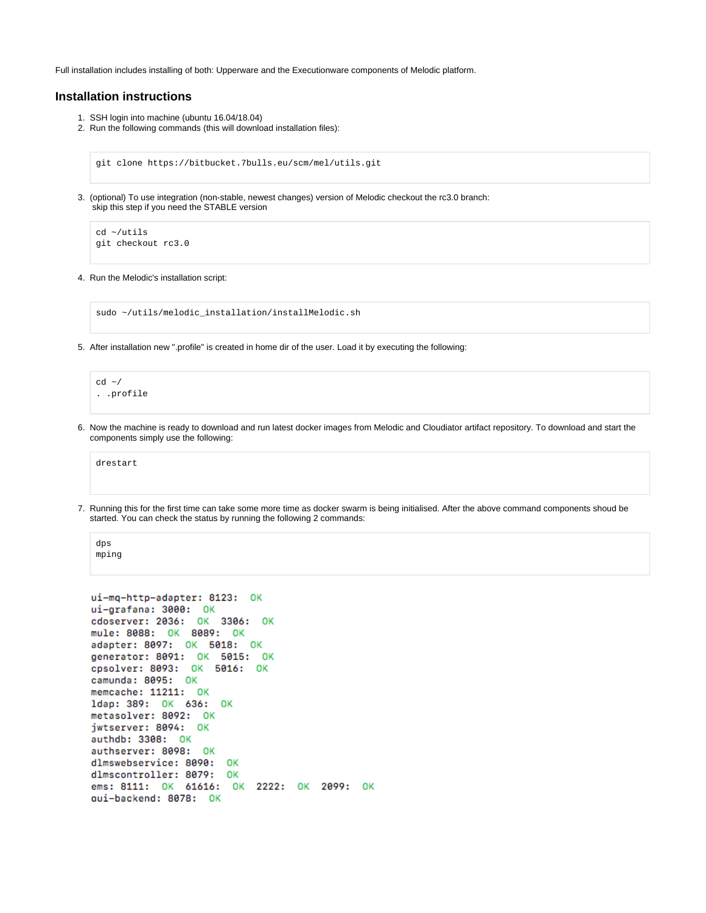Full installation includes installing of both: Upperware and the Executionware components of Melodic platform.

## Installation instructions

1. SSH login into machine (ubuntu 16.04/18.04)
2. Run the following commands (this will download installation files):

```
git clone https://bitbucket.7bulls.eu/scm/mel/utils.git
```

3. (optional) To use integration (non-stable, newest changes) version of Melodic checkout the rc3.0 branch:
   skip this step if you need the STABLE version

```
cd ~/utils
git checkout rc3.0
```

4. Run the Melodic's installation script:

```
sudo ~/utils/melodic_installation/installMelodic.sh
```

5. After installation new ".profile" is created in home dir of the user. Load it by executing the following:

```
cd ~/
. .profile
```

6. Now the machine is ready to download and run latest docker images from Melodic and Cloudiator artifact repository. To download and start the components simply use the following:

```
drestart
```

7. Running this for the first time can take some more time as docker swarm is being initialised. After the above command components shoud be started. You can check the status by running the following 2 commands:

```
dps
mping
```

```
ui-mq-http-adapter: 8123:  OK
ui-grafana: 3000:  OK
cdoserver: 2036:  OK  3306:  OK
mule: 8088:  OK  8089:  OK
adapter: 8097:  OK  5018:  OK
generator: 8091:  OK  5015:  OK
cpsolver: 8093:  OK  5016:  OK
camunda: 8095:  OK
memcache: 11211:  OK
ldap: 389:  OK  636:  OK
metasolver: 8092:  OK
jwtserver: 8094:  OK
authdb: 3308:  OK
authserver: 8098:  OK
dlmswebservice: 8090:  OK
dlmscontroller: 8079:  OK
ems: 8111:  OK  61616:  OK  2222:  OK  2099:  OK
gui-backend: 8078:  OK
```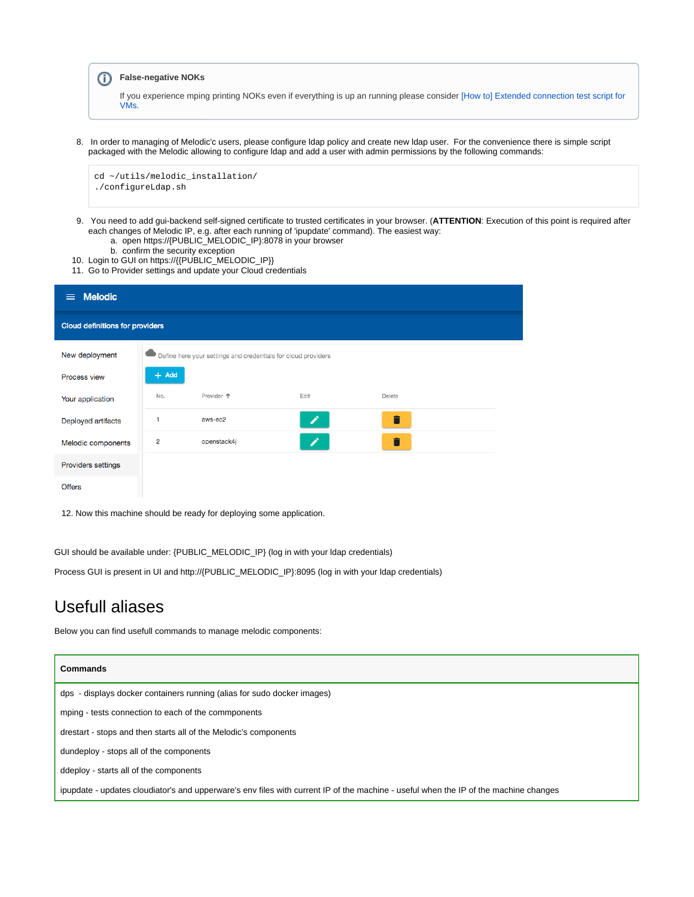**False-negative NOKs**

If you experience mping printing NOKs even if everything is up an running please consider [How to] Extended connection test script for VMs.

8. In order to managing of Melodic'c users, please configure ldap policy and create new ldap user. For the convenience there is simple script packaged with the Melodic allowing to configure ldap and add a user with admin permissions by the following commands:

```
cd ~/utils/melodic_installation/
./configureLdap.sh
```

9. You need to add gui-backend self-signed certificate to trusted certificates in your browser. (**ATTENTION**: Execution of this point is required after each changes of Melodic IP, e.g. after each running of 'ipupdate' command). The easiest way:
   a. open https://{PUBLIC_MELODIC_IP}:8078 in your browser
   b. confirm the security exception
10. Login to GUI on https://{{PUBLIC_MELODIC_IP}}
11. Go to Provider settings and update your Cloud credentials

Melodic

Cloud definitions for providers

New deployment
Process view
Your application
Deployed artifacts
Melodic components
Providers settings
Offers

Define here your settings and credentials for cloud providers

Add

| No. | Provider | Edit | Delete |
| --- | --- | --- | --- |
| 1 | aws-ec2 | | |
| 2 | openstack4j | | |

12. Now this machine should be ready for deploying some application.

GUI should be available under: {PUBLIC_MELODIC_IP} (log in with your ldap credentials)

Process GUI is present in UI and http://{PUBLIC_MELODIC_IP}:8095 (log in with your ldap credentials)

# Usefull aliases

Below you can find usefull commands to manage melodic components:

| Commands |
| --- |
| dps - displays docker containers running (alias for sudo docker images) |
| mping - tests connection to each of the commponents |
| drestart - stops and then starts all of the Melodic's components |
| dundeploy - stops all of the components |
| ddeploy - starts all of the components |
| ipupdate - updates cloudiator's and upperware's env files with current IP of the machine - useful when the IP of the machine changes |